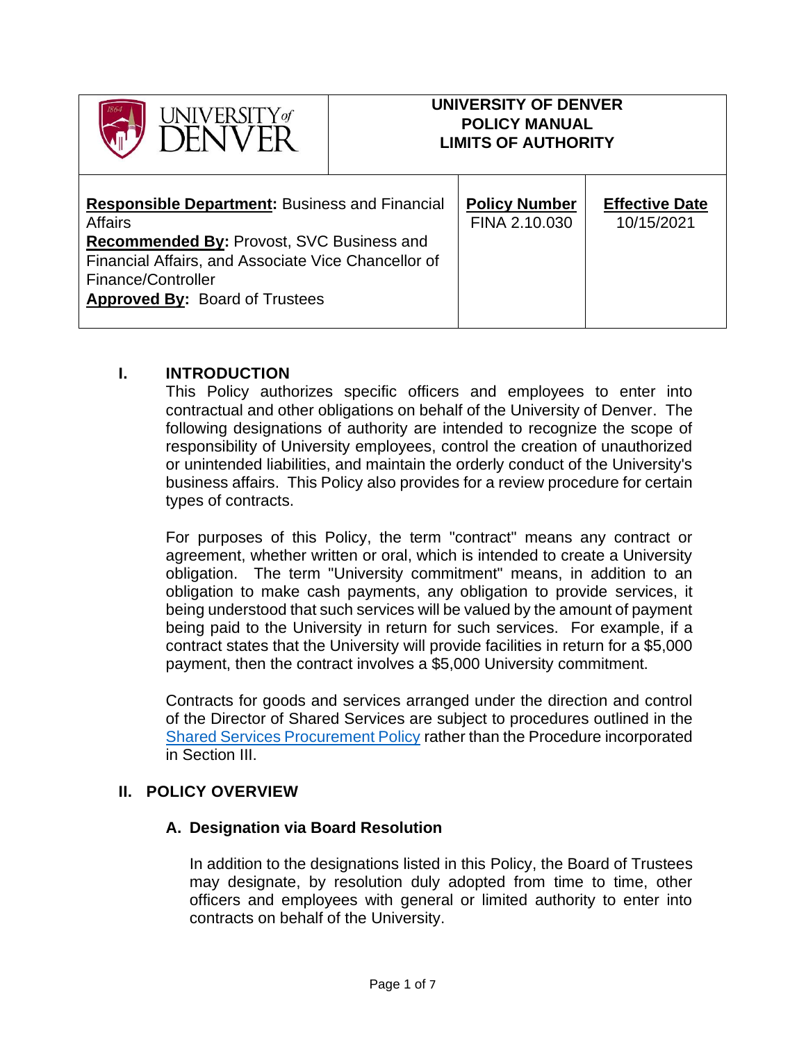| UNIVERSITY of DENVER | UNIVERSITY OF DENVER<br>POLICY MANUAL<br>LIMITS OF AUTHORITY | | |
|---|---|---|---|
| **Responsible Department:** Business and Financial Affairs<br>**Recommended By:** Provost, SVC Business and Financial Affairs, and Associate Vice Chancellor of Finance/Controller<br>**Approved By:** Board of Trustees | | **Policy Number**<br>FINA 2.10.030 | **Effective Date**<br>10/15/2021 |

## I. INTRODUCTION

This Policy authorizes specific officers and employees to enter into contractual and other obligations on behalf of the University of Denver. The following designations of authority are intended to recognize the scope of responsibility of University employees, control the creation of unauthorized or unintended liabilities, and maintain the orderly conduct of the University's business affairs. This Policy also provides for a review procedure for certain types of contracts.

For purposes of this Policy, the term "contract" means any contract or agreement, whether written or oral, which is intended to create a University obligation. The term "University commitment" means, in addition to an obligation to make cash payments, any obligation to provide services, it being understood that such services will be valued by the amount of payment being paid to the University in return for such services. For example, if a contract states that the University will provide facilities in return for a $5,000 payment, then the contract involves a $5,000 University commitment.

Contracts for goods and services arranged under the direction and control of the Director of Shared Services are subject to procedures outlined in the Shared Services Procurement Policy rather than the Procedure incorporated in Section III.

## II. POLICY OVERVIEW

### A. Designation via Board Resolution

In addition to the designations listed in this Policy, the Board of Trustees may designate, by resolution duly adopted from time to time, other officers and employees with general or limited authority to enter into contracts on behalf of the University.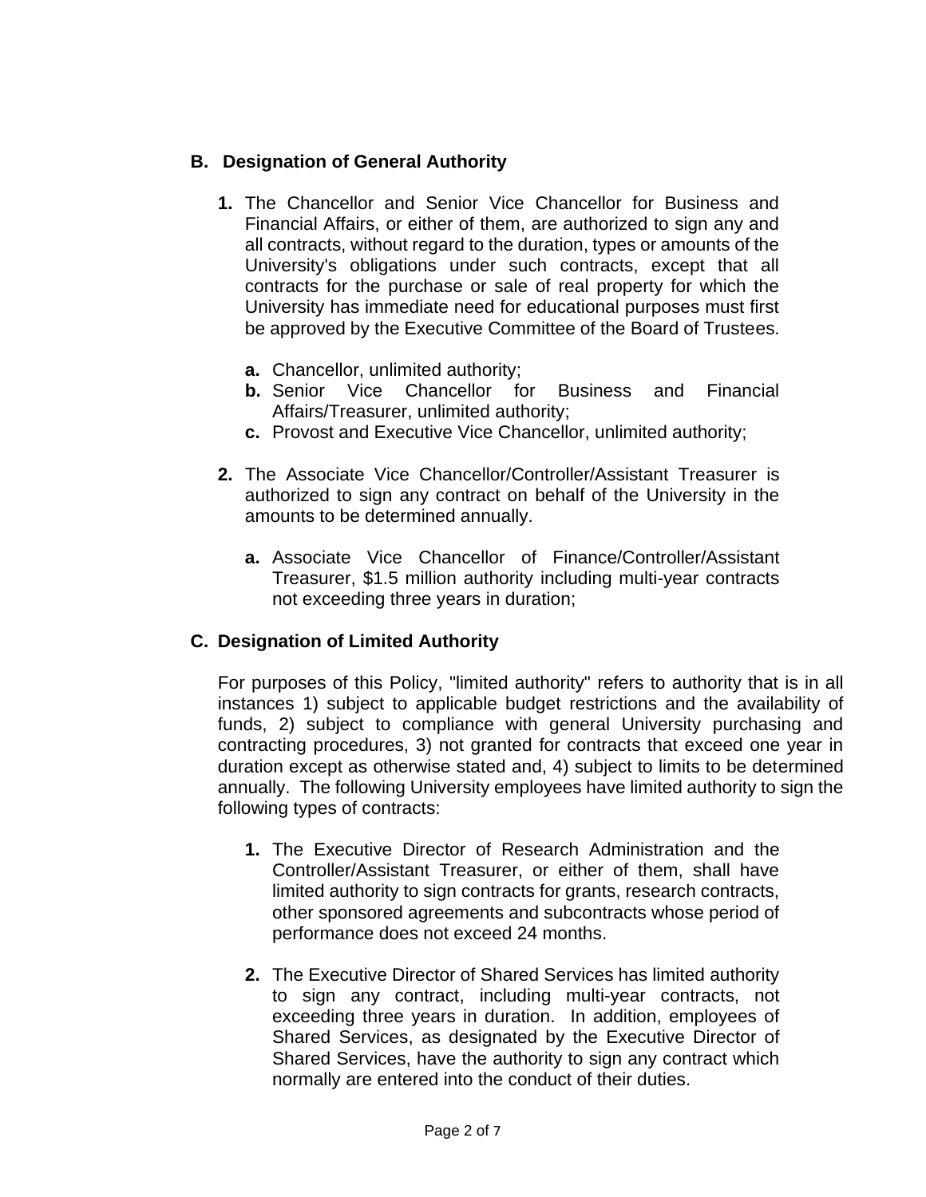## B. Designation of General Authority

1. The Chancellor and Senior Vice Chancellor for Business and Financial Affairs, or either of them, are authorized to sign any and all contracts, without regard to the duration, types or amounts of the University's obligations under such contracts, except that all contracts for the purchase or sale of real property for which the University has immediate need for educational purposes must first be approved by the Executive Committee of the Board of Trustees.

   a. Chancellor, unlimited authority;
   b. Senior Vice Chancellor for Business and Financial Affairs/Treasurer, unlimited authority;
   c. Provost and Executive Vice Chancellor, unlimited authority;

2. The Associate Vice Chancellor/Controller/Assistant Treasurer is authorized to sign any contract on behalf of the University in the amounts to be determined annually.

   a. Associate Vice Chancellor of Finance/Controller/Assistant Treasurer, $1.5 million authority including multi-year contracts not exceeding three years in duration;

## C. Designation of Limited Authority

For purposes of this Policy, "limited authority" refers to authority that is in all instances 1) subject to applicable budget restrictions and the availability of funds, 2) subject to compliance with general University purchasing and contracting procedures, 3) not granted for contracts that exceed one year in duration except as otherwise stated and, 4) subject to limits to be determined annually. The following University employees have limited authority to sign the following types of contracts:

1. The Executive Director of Research Administration and the Controller/Assistant Treasurer, or either of them, shall have limited authority to sign contracts for grants, research contracts, other sponsored agreements and subcontracts whose period of performance does not exceed 24 months.

2. The Executive Director of Shared Services has limited authority to sign any contract, including multi-year contracts, not exceeding three years in duration. In addition, employees of Shared Services, as designated by the Executive Director of Shared Services, have the authority to sign any contract which normally are entered into the conduct of their duties.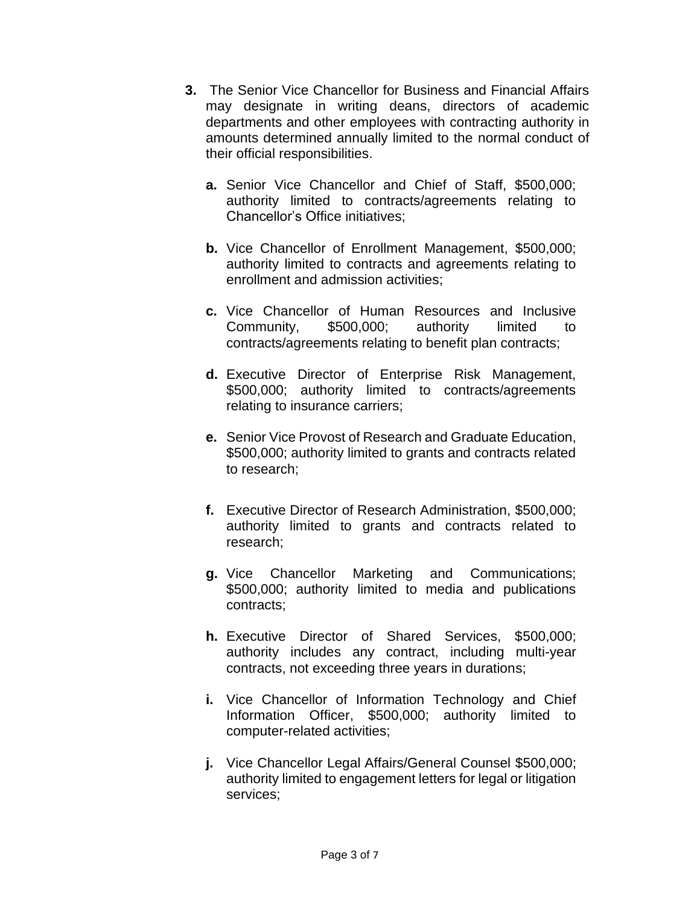3. The Senior Vice Chancellor for Business and Financial Affairs may designate in writing deans, directors of academic departments and other employees with contracting authority in amounts determined annually limited to the normal conduct of their official responsibilities.

   a. Senior Vice Chancellor and Chief of Staff, $500,000; authority limited to contracts/agreements relating to Chancellor's Office initiatives;

   b. Vice Chancellor of Enrollment Management, $500,000; authority limited to contracts and agreements relating to enrollment and admission activities;

   c. Vice Chancellor of Human Resources and Inclusive Community, $500,000; authority limited to contracts/agreements relating to benefit plan contracts;

   d. Executive Director of Enterprise Risk Management, $500,000; authority limited to contracts/agreements relating to insurance carriers;

   e. Senior Vice Provost of Research and Graduate Education, $500,000; authority limited to grants and contracts related to research;

   f. Executive Director of Research Administration, $500,000; authority limited to grants and contracts related to research;

   g. Vice Chancellor Marketing and Communications; $500,000; authority limited to media and publications contracts;

   h. Executive Director of Shared Services, $500,000; authority includes any contract, including multi-year contracts, not exceeding three years in durations;

   i. Vice Chancellor of Information Technology and Chief Information Officer, $500,000; authority limited to computer-related activities;

   j. Vice Chancellor Legal Affairs/General Counsel $500,000; authority limited to engagement letters for legal or litigation services;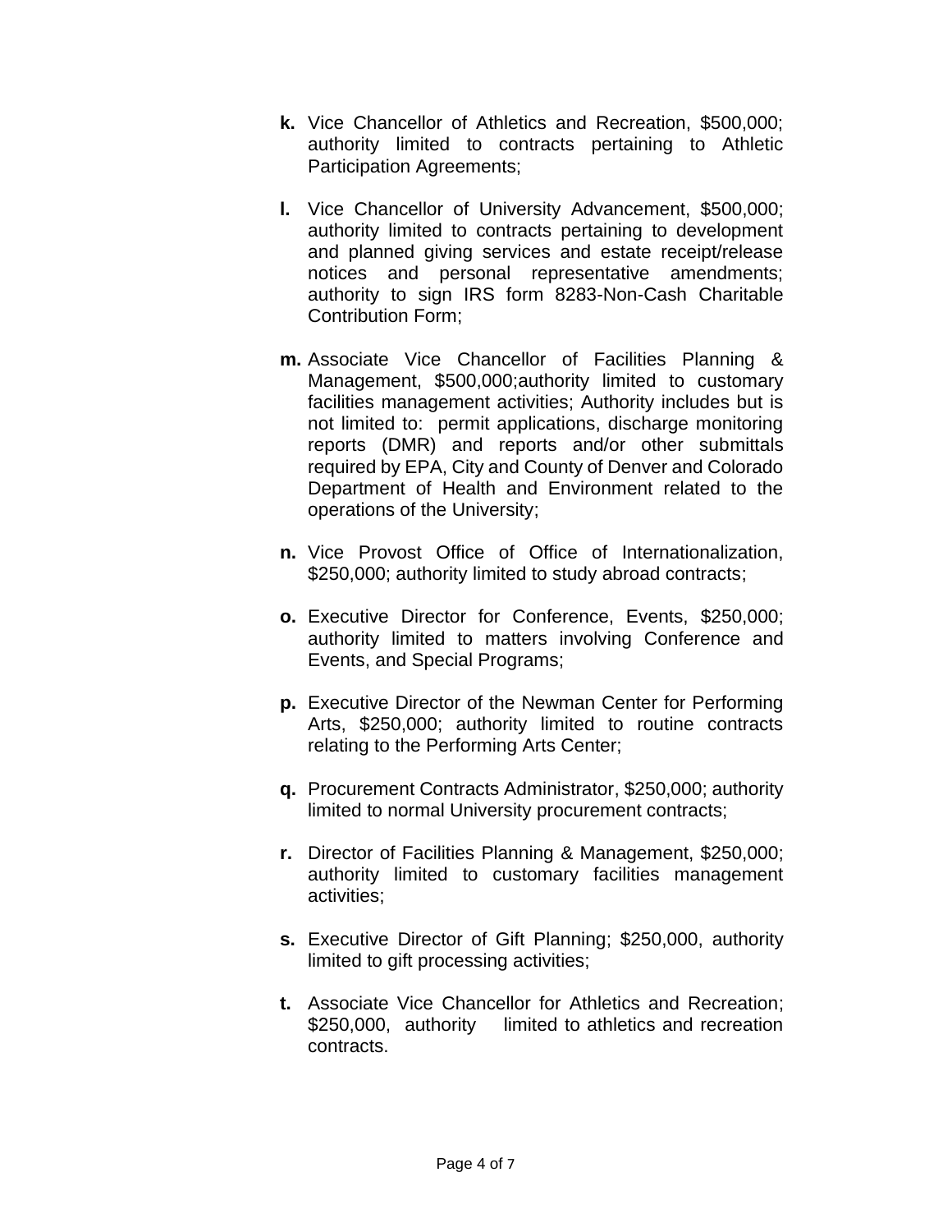**k.** Vice Chancellor of Athletics and Recreation, $500,000; authority limited to contracts pertaining to Athletic Participation Agreements;

**l.** Vice Chancellor of University Advancement, $500,000; authority limited to contracts pertaining to development and planned giving services and estate receipt/release notices and personal representative amendments; authority to sign IRS form 8283-Non-Cash Charitable Contribution Form;

**m.** Associate Vice Chancellor of Facilities Planning & Management, $500,000;authority limited to customary facilities management activities; Authority includes but is not limited to: permit applications, discharge monitoring reports (DMR) and reports and/or other submittals required by EPA, City and County of Denver and Colorado Department of Health and Environment related to the operations of the University;

**n.** Vice Provost Office of Office of Internationalization, $250,000; authority limited to study abroad contracts;

**o.** Executive Director for Conference, Events, $250,000; authority limited to matters involving Conference and Events, and Special Programs;

**p.** Executive Director of the Newman Center for Performing Arts, $250,000; authority limited to routine contracts relating to the Performing Arts Center;

**q.** Procurement Contracts Administrator, $250,000; authority limited to normal University procurement contracts;

**r.** Director of Facilities Planning & Management, $250,000; authority limited to customary facilities management activities;

**s.** Executive Director of Gift Planning; $250,000, authority limited to gift processing activities;

**t.** Associate Vice Chancellor for Athletics and Recreation; $250,000, authority limited to athletics and recreation contracts.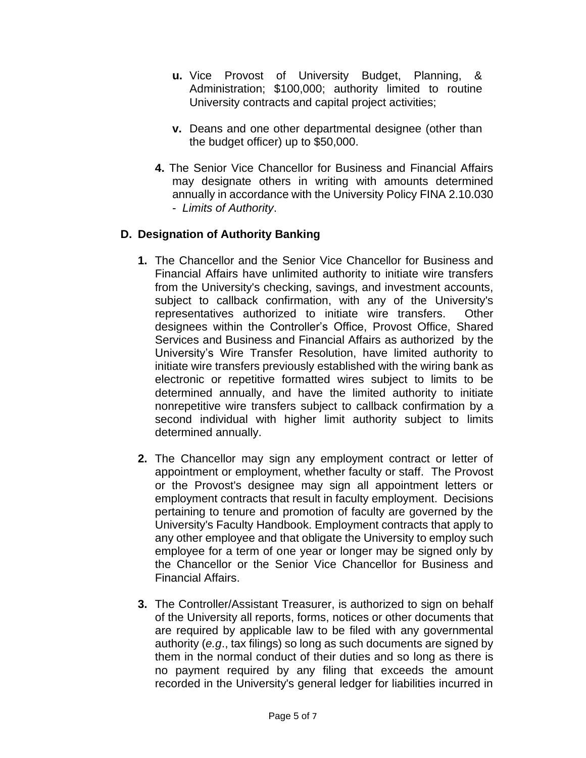- **u.** Vice Provost of University Budget, Planning, & Administration; $100,000; authority limited to routine University contracts and capital project activities;

   - **v.** Deans and one other departmental designee (other than the budget officer) up to $50,000.

4. The Senior Vice Chancellor for Business and Financial Affairs may designate others in writing with amounts determined annually in accordance with the University Policy FINA 2.10.030 - *Limits of Authority*.

## D. Designation of Authority Banking

1. The Chancellor and the Senior Vice Chancellor for Business and Financial Affairs have unlimited authority to initiate wire transfers from the University's checking, savings, and investment accounts, subject to callback confirmation, with any of the University's representatives authorized to initiate wire transfers. Other designees within the Controller's Office, Provost Office, Shared Services and Business and Financial Affairs as authorized by the University's Wire Transfer Resolution, have limited authority to initiate wire transfers previously established with the wiring bank as electronic or repetitive formatted wires subject to limits to be determined annually, and have the limited authority to initiate nonrepetitive wire transfers subject to callback confirmation by a second individual with higher limit authority subject to limits determined annually.

2. The Chancellor may sign any employment contract or letter of appointment or employment, whether faculty or staff. The Provost or the Provost's designee may sign all appointment letters or employment contracts that result in faculty employment. Decisions pertaining to tenure and promotion of faculty are governed by the University's Faculty Handbook. Employment contracts that apply to any other employee and that obligate the University to employ such employee for a term of one year or longer may be signed only by the Chancellor or the Senior Vice Chancellor for Business and Financial Affairs.

3. The Controller/Assistant Treasurer, is authorized to sign on behalf of the University all reports, forms, notices or other documents that are required by applicable law to be filed with any governmental authority (*e.g*., tax filings) so long as such documents are signed by them in the normal conduct of their duties and so long as there is no payment required by any filing that exceeds the amount recorded in the University's general ledger for liabilities incurred in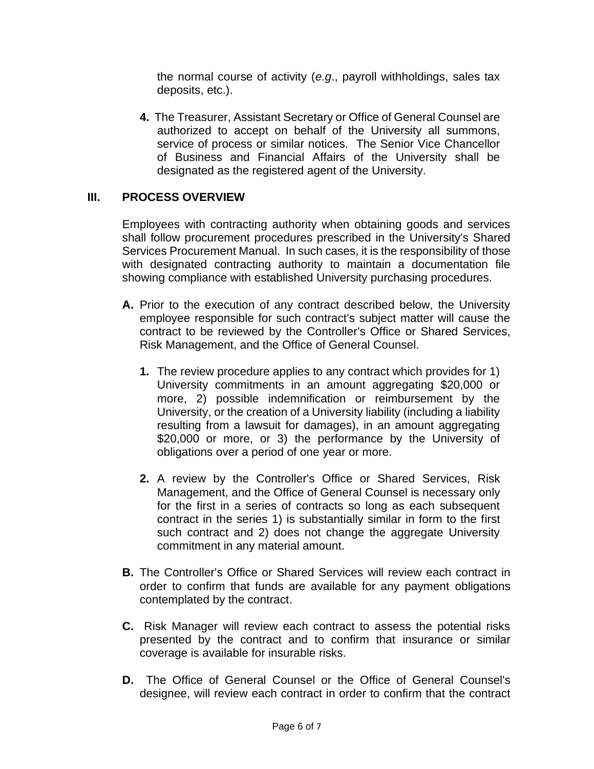the normal course of activity (*e.g*., payroll withholdings, sales tax deposits, etc.).

**4.** The Treasurer, Assistant Secretary or Office of General Counsel are authorized to accept on behalf of the University all summons, service of process or similar notices. The Senior Vice Chancellor of Business and Financial Affairs of the University shall be designated as the registered agent of the University.

## III. PROCESS OVERVIEW

Employees with contracting authority when obtaining goods and services shall follow procurement procedures prescribed in the University's Shared Services Procurement Manual. In such cases, it is the responsibility of those with designated contracting authority to maintain a documentation file showing compliance with established University purchasing procedures.

**A.** Prior to the execution of any contract described below, the University employee responsible for such contract's subject matter will cause the contract to be reviewed by the Controller's Office or Shared Services, Risk Management, and the Office of General Counsel.

**1.** The review procedure applies to any contract which provides for 1) University commitments in an amount aggregating $20,000 or more, 2) possible indemnification or reimbursement by the University, or the creation of a University liability (including a liability resulting from a lawsuit for damages), in an amount aggregating $20,000 or more, or 3) the performance by the University of obligations over a period of one year or more.

**2.** A review by the Controller's Office or Shared Services, Risk Management, and the Office of General Counsel is necessary only for the first in a series of contracts so long as each subsequent contract in the series 1) is substantially similar in form to the first such contract and 2) does not change the aggregate University commitment in any material amount.

**B.** The Controller's Office or Shared Services will review each contract in order to confirm that funds are available for any payment obligations contemplated by the contract.

**C.** Risk Manager will review each contract to assess the potential risks presented by the contract and to confirm that insurance or similar coverage is available for insurable risks.

**D.** The Office of General Counsel or the Office of General Counsel's designee, will review each contract in order to confirm that the contract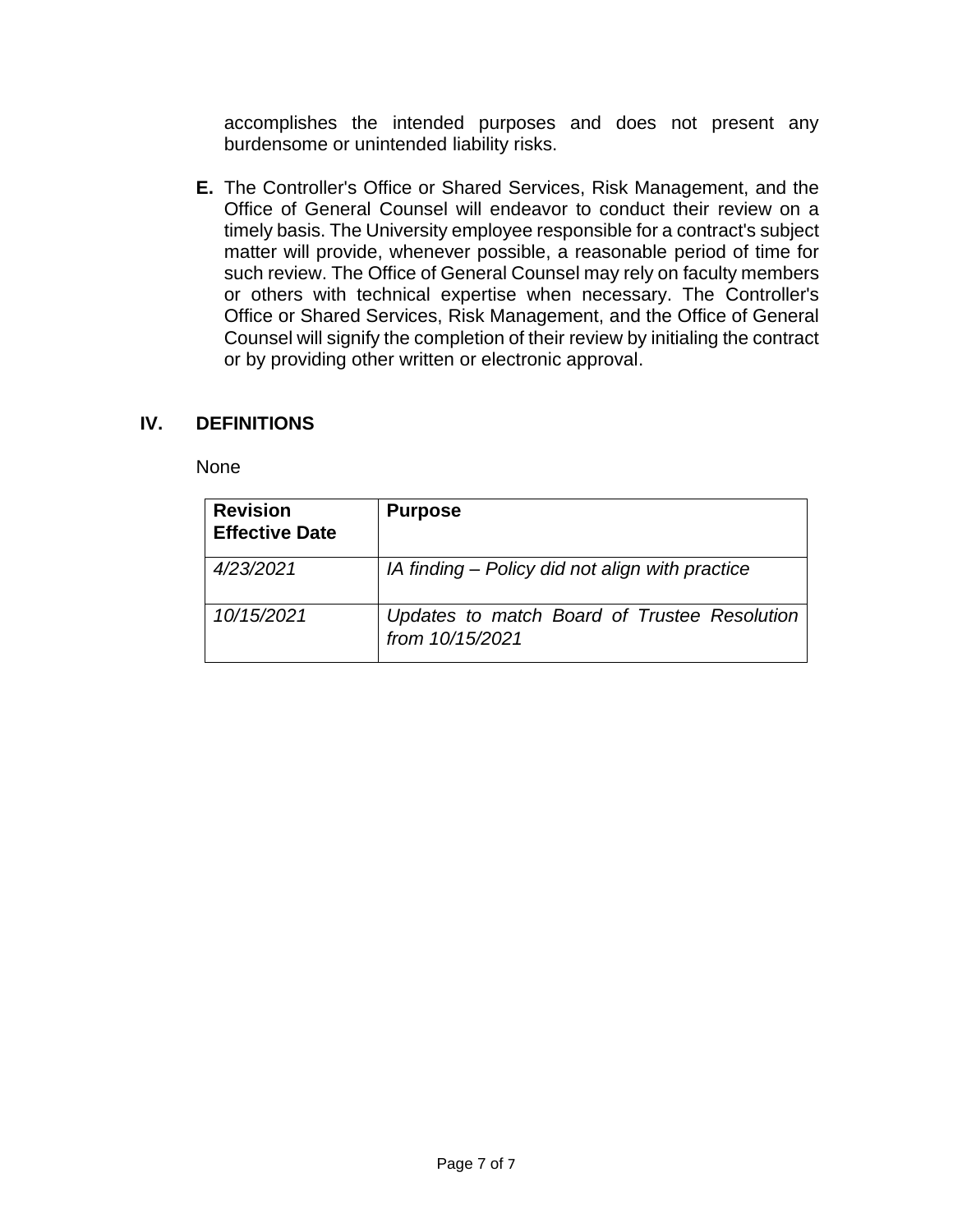accomplishes the intended purposes and does not present any burdensome or unintended liability risks.

**E.** The Controller's Office or Shared Services, Risk Management, and the Office of General Counsel will endeavor to conduct their review on a timely basis. The University employee responsible for a contract's subject matter will provide, whenever possible, a reasonable period of time for such review. The Office of General Counsel may rely on faculty members or others with technical expertise when necessary. The Controller's Office or Shared Services, Risk Management, and the Office of General Counsel will signify the completion of their review by initialing the contract or by providing other written or electronic approval.

## IV. DEFINITIONS

None

| **Revision Effective Date** | **Purpose** |
|---|---|
| *4/23/2021* | *IA finding – Policy did not align with practice* |
| *10/15/2021* | *Updates to match Board of Trustee Resolution from 10/15/2021* |